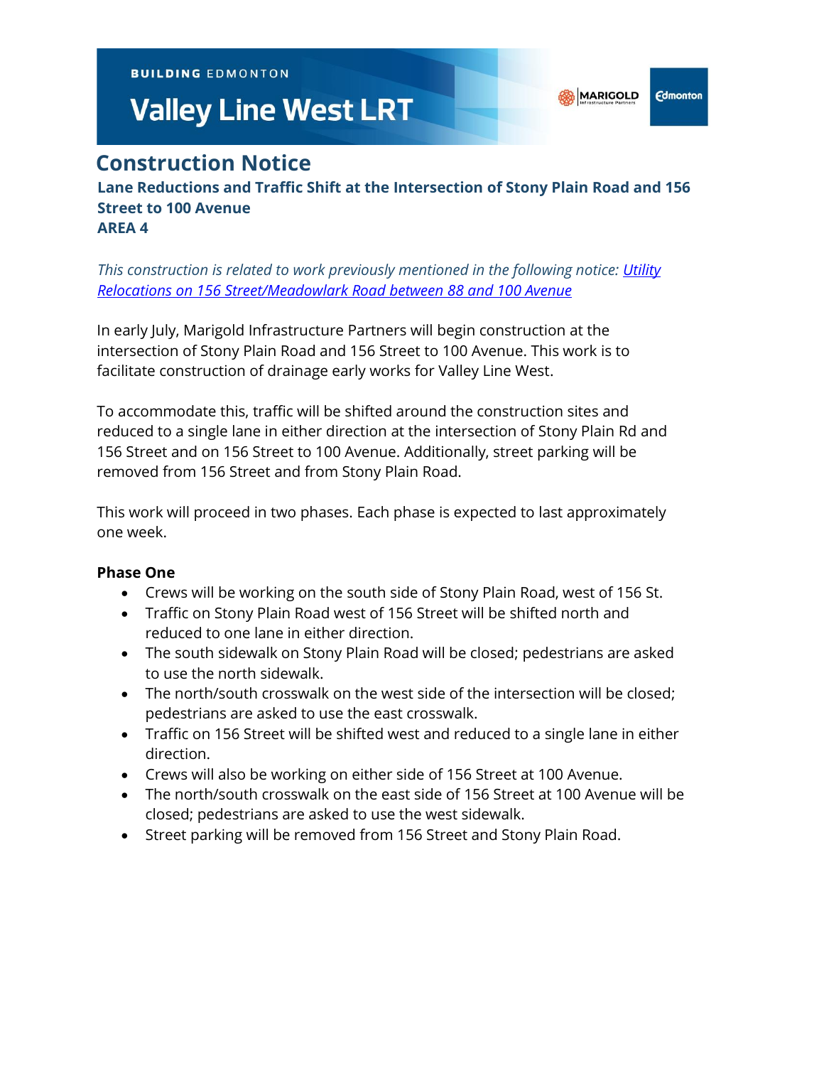BUILDING EDMONTON

# Valley Line West LRT

## Construction Notice

**Lane Reductions and Traffic Shift at the Intersection of Stony Plain Road and 156 Street to 100 Avenue**
**AREA 4**

*This construction is related to work previously mentioned in the following notice: [Utility Relocations on 156 Street/Meadowlark Road between 88 and 100 Avenue]()*

In early July, Marigold Infrastructure Partners will begin construction at the intersection of Stony Plain Road and 156 Street to 100 Avenue. This work is to facilitate construction of drainage early works for Valley Line West.

To accommodate this, traffic will be shifted around the construction sites and reduced to a single lane in either direction at the intersection of Stony Plain Rd and 156 Street and on 156 Street to 100 Avenue. Additionally, street parking will be removed from 156 Street and from Stony Plain Road.

This work will proceed in two phases. Each phase is expected to last approximately one week.

**Phase One**

- Crews will be working on the south side of Stony Plain Road, west of 156 St.
- Traffic on Stony Plain Road west of 156 Street will be shifted north and reduced to one lane in either direction.
- The south sidewalk on Stony Plain Road will be closed; pedestrians are asked to use the north sidewalk.
- The north/south crosswalk on the west side of the intersection will be closed; pedestrians are asked to use the east crosswalk.
- Traffic on 156 Street will be shifted west and reduced to a single lane in either direction.
- Crews will also be working on either side of 156 Street at 100 Avenue.
- The north/south crosswalk on the east side of 156 Street at 100 Avenue will be closed; pedestrians are asked to use the west sidewalk.
- Street parking will be removed from 156 Street and Stony Plain Road.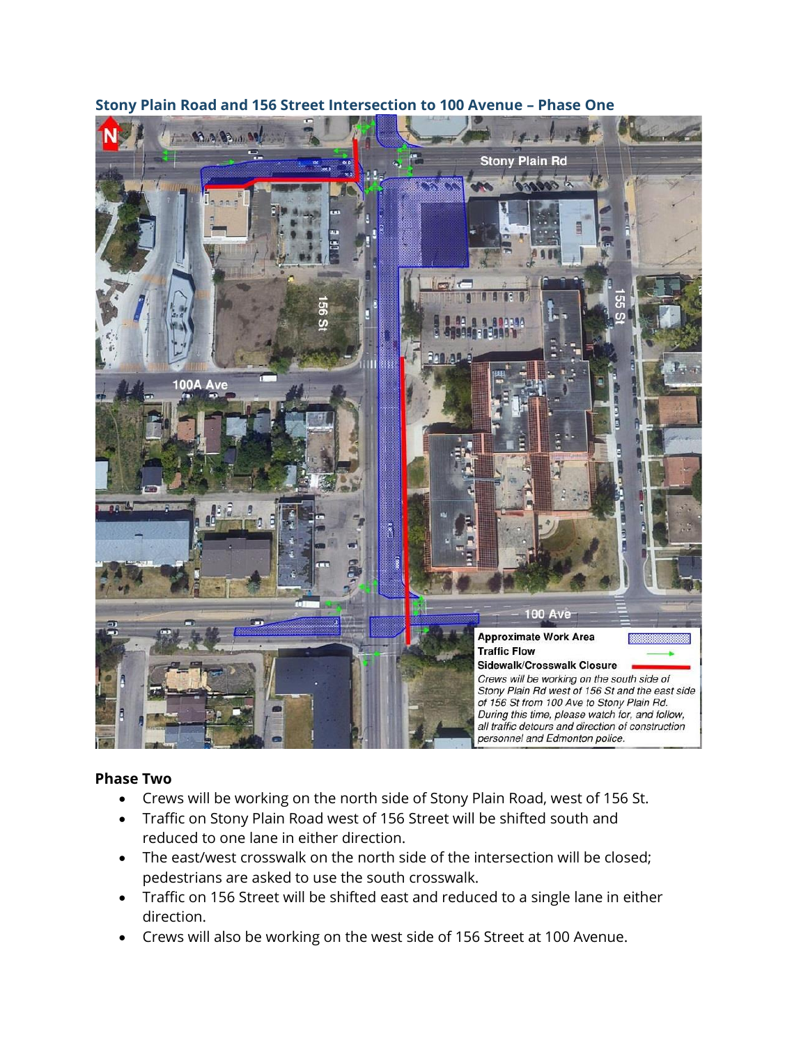### Stony Plain Road and 156 Street Intersection to 100 Avenue – Phase One

Approximate Work Area

Traffic Flow

Sidewalk/Crosswalk Closure

*Crews will be working on the south side of Stony Plain Rd west of 156 St and the east side of 156 St from 100 Ave to Stony Plain Rd. During this time, please watch for, and follow, all traffic detours and direction of construction personnel and Edmonton police.*

### Phase Two

- Crews will be working on the north side of Stony Plain Road, west of 156 St.
- Traffic on Stony Plain Road west of 156 Street will be shifted south and reduced to one lane in either direction.
- The east/west crosswalk on the north side of the intersection will be closed; pedestrians are asked to use the south crosswalk.
- Traffic on 156 Street will be shifted east and reduced to a single lane in either direction.
- Crews will also be working on the west side of 156 Street at 100 Avenue.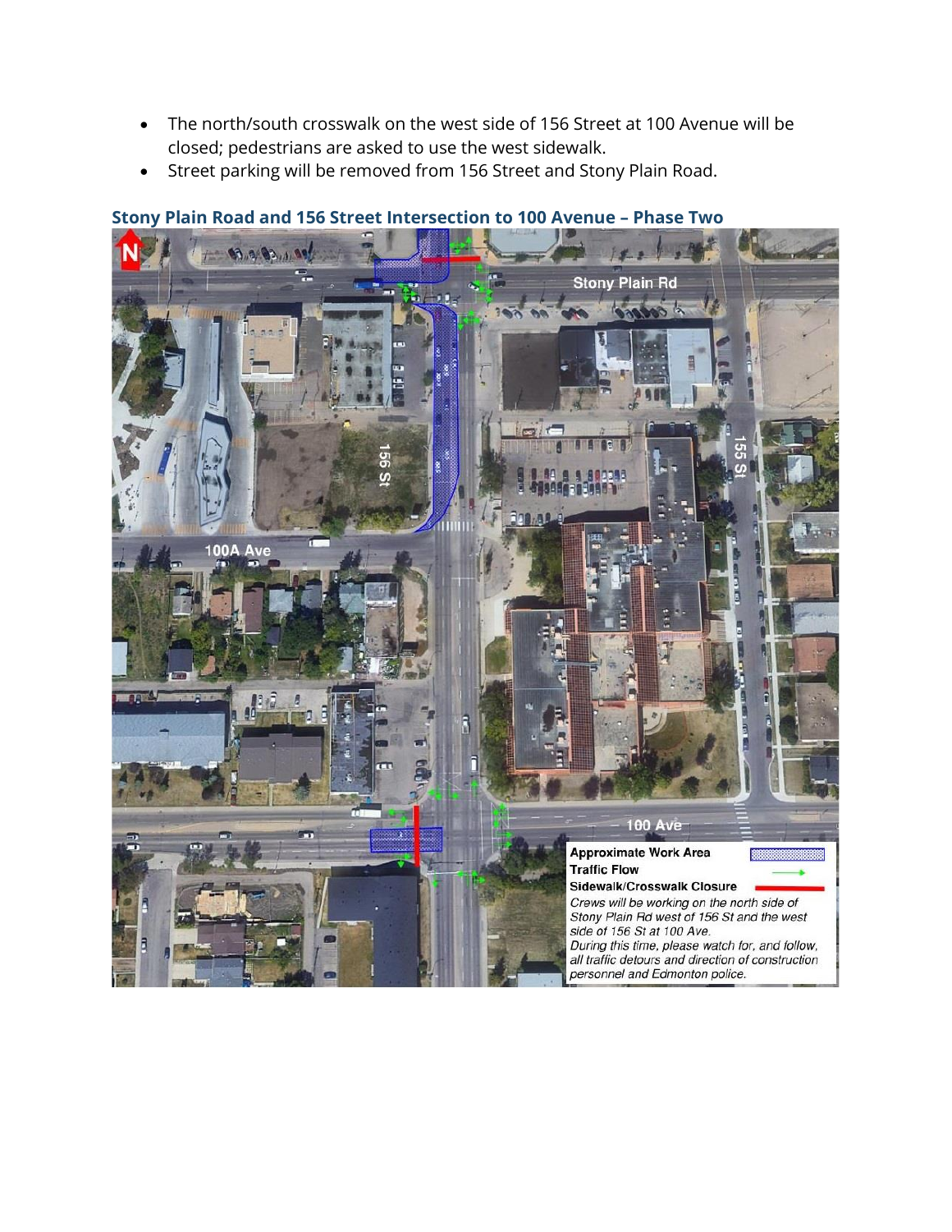- The north/south crosswalk on the west side of 156 Street at 100 Avenue will be closed; pedestrians are asked to use the west sidewalk.
- Street parking will be removed from 156 Street and Stony Plain Road.

## Stony Plain Road and 156 Street Intersection to 100 Avenue – Phase Two

Stony Plain Rd

156 St

155 St

100A Ave

100 Ave

**Approximate Work Area**

**Traffic Flow**

**Sidewalk/Crosswalk Closure**

*Crews will be working on the north side of Stony Plain Rd west of 156 St and the west side of 156 St at 100 Ave.*

*During this time, please watch for, and follow, all traffic detours and direction of construction personnel and Edmonton police.*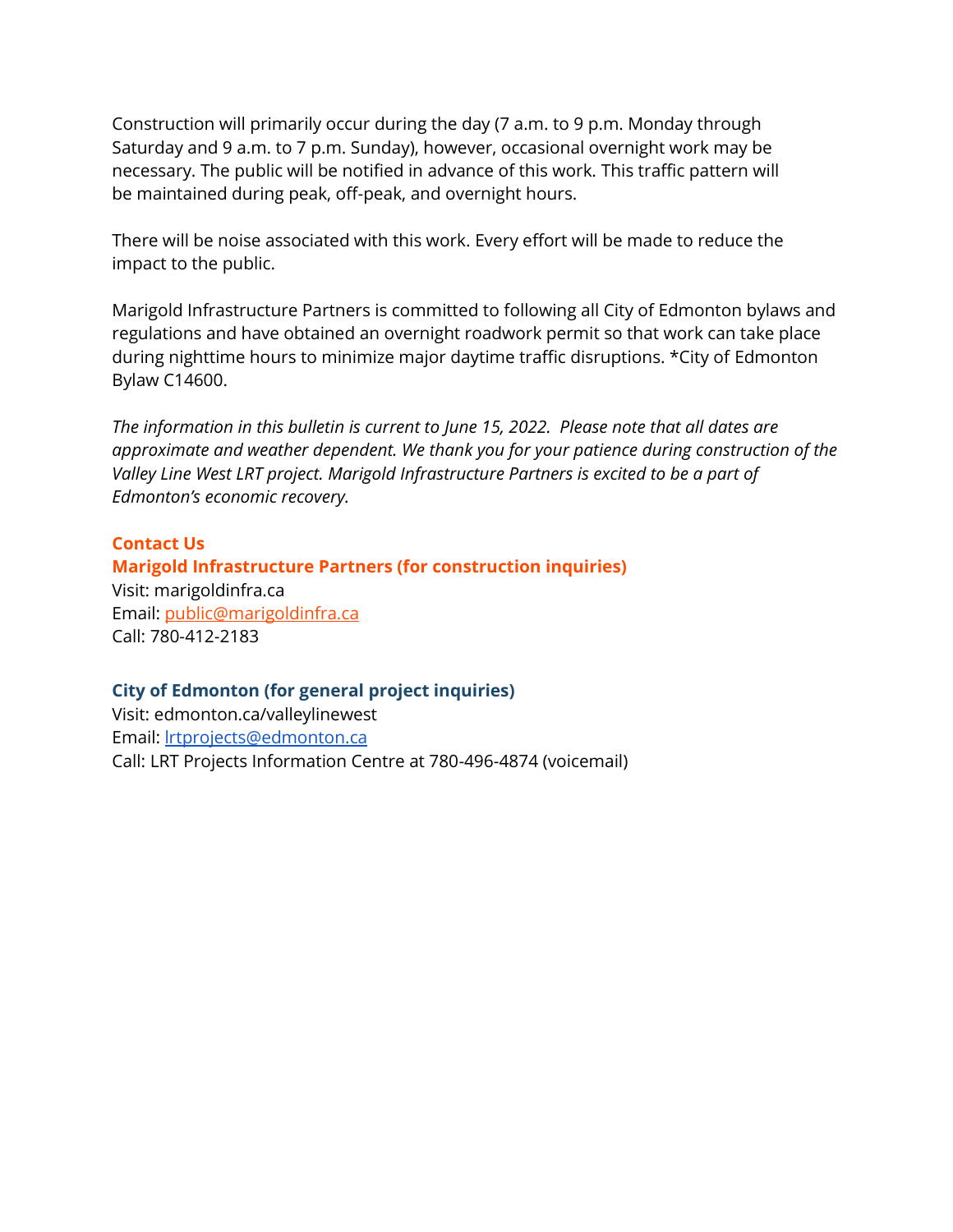Construction will primarily occur during the day (7 a.m. to 9 p.m. Monday through Saturday and 9 a.m. to 7 p.m. Sunday), however, occasional overnight work may be necessary. The public will be notified in advance of this work. This traffic pattern will be maintained during peak, off-peak, and overnight hours.

There will be noise associated with this work. Every effort will be made to reduce the impact to the public.

Marigold Infrastructure Partners is committed to following all City of Edmonton bylaws and regulations and have obtained an overnight roadwork permit so that work can take place during nighttime hours to minimize major daytime traffic disruptions. *City of Edmonton Bylaw C14600.

*The information in this bulletin is current to June 15, 2022. Please note that all dates are approximate and weather dependent. We thank you for your patience during construction of the Valley Line West LRT project. Marigold Infrastructure Partners is excited to be a part of Edmonton's economic recovery.*

**Contact Us**

**Marigold Infrastructure Partners (for construction inquiries)**

Visit: marigoldinfra.ca
Email: public@marigoldinfra.ca
Call: 780-412-2183

**City of Edmonton (for general project inquiries)**

Visit: edmonton.ca/valleylinewest
Email: lrtprojects@edmonton.ca
Call: LRT Projects Information Centre at 780-496-4874 (voicemail)